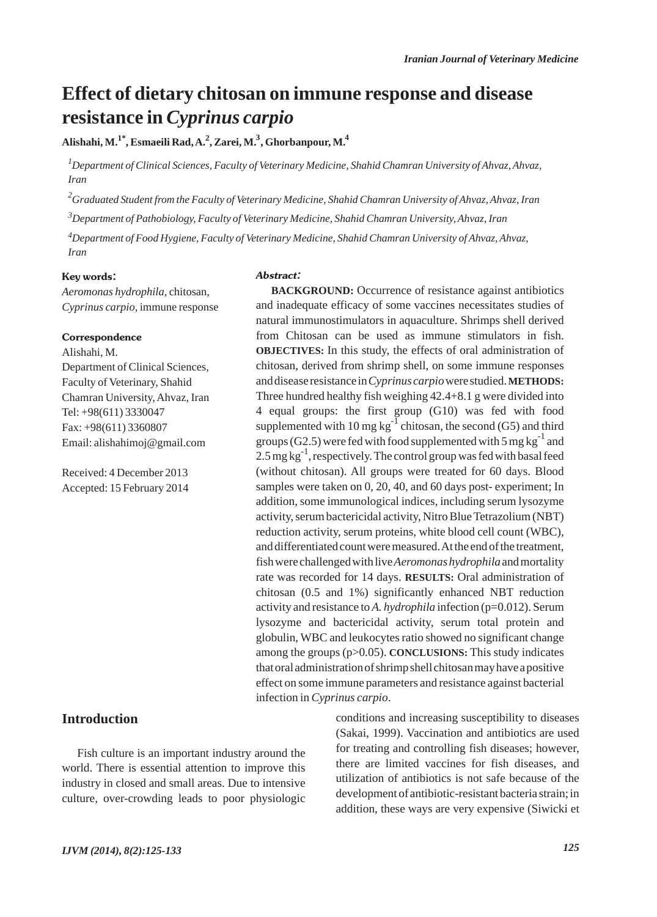# Effect of dietary chitosan on immune response and disease resistance in *Cyprinus carpio*

**Alishahi, M.[1*], Esmaeili Rad, A.[2], Zarei, M.[3], Ghorbanpour, M.[4]**

[1]*Department of Clinical Sciences, Faculty of Veterinary Medicine, Shahid Chamran University of Ahvaz, Ahvaz, Iran*

[2]*Graduated Student from the Faculty of Veterinary Medicine, Shahid Chamran University of Ahvaz, Ahvaz, Iran*

[3]*Department of Pathobiology, Faculty of Veterinary Medicine, Shahid Chamran University, Ahvaz, Iran*

[4]*Department of Food Hygiene, Faculty of Veterinary Medicine, Shahid Chamran University of Ahvaz, Ahvaz, Iran*

**Key words:**

*Aeromonas hydrophila*, chitosan, *Cyprinus carpio*, immune response

**Correspondence**

Alishahi, M.
Department of Clinical Sciences, Faculty of Veterinary, Shahid Chamran University, Ahvaz, Iran
Tel: +98(611) 3330047
Fax: +98(611) 3360807
Email: alishahimoj@gmail.com

Received: 4 December 2013
Accepted: 15 February 2014

***Abstract:***

**BACKGROUND:** Occurrence of resistance against antibiotics and inadequate efficacy of some vaccines necessitates studies of natural immunostimulators in aquaculture. Shrimps shell derived from Chitosan can be used as immune stimulators in fish. **OBJECTIVES:** In this study, the effects of oral administration of chitosan, derived from shrimp shell, on some immune responses and disease resistance in *Cyprinus carpio* were studied. **METHODS:** Three hundred healthy fish weighing 42.4+8.1 g were divided into 4 equal groups: the first group (G10) was fed with food supplemented with 10 mg $kg^{-1}$ chitosan, the second (G5) and third groups (G2.5) were fed with food supplemented with 5 mg $kg^{-1}$ and 2.5 mg $kg^{-1}$, respectively. The control group was fed with basal feed (without chitosan). All groups were treated for 60 days. Blood samples were taken on 0, 20, 40, and 60 days post- experiment; In addition, some immunological indices, including serum lysozyme activity, serum bactericidal activity, Nitro Blue Tetrazolium (NBT) reduction activity, serum proteins, white blood cell count (WBC), and differentiated count were measured. At the end of the treatment, fish were challenged with live *Aeromonas hydrophila* and mortality rate was recorded for 14 days. **RESULTS:** Oral administration of chitosan (0.5 and 1%) significantly enhanced NBT reduction activity and resistance to *A. hydrophila* infection ($p=0.012$). Serum lysozyme and bactericidal activity, serum total protein and globulin, WBC and leukocytes ratio showed no significant change among the groups ($p>0.05$). **CONCLUSIONS:** This study indicates that oral administration of shrimp shell chitosan may have a positive effect on some immune parameters and resistance against bacterial infection in *Cyprinus carpio*.

## Introduction

Fish culture is an important industry around the world. There is essential attention to improve this industry in closed and small areas. Due to intensive culture, over-crowding leads to poor physiologic conditions and increasing susceptibility to diseases (Sakai, 1999). Vaccination and antibiotics are used for treating and controlling fish diseases; however, there are limited vaccines for fish diseases, and utilization of antibiotics is not safe because of the development of antibiotic-resistant bacteria strain; in addition, these ways are very expensive (Siwicki et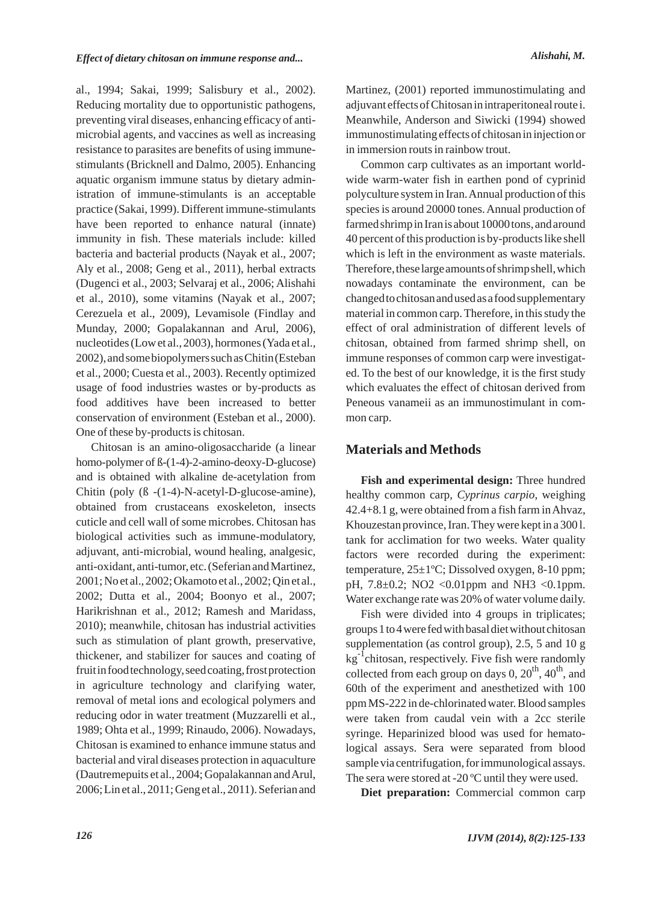al., 1994; Sakai, 1999; Salisbury et al., 2002). Reducing mortality due to opportunistic pathogens, preventing viral diseases, enhancing efficacy of antimicrobial agents, and vaccines as well as increasing resistance to parasites are benefits of using immune-stimulants (Bricknell and Dalmo, 2005). Enhancing aquatic organism immune status by dietary administration of immune-stimulants is an acceptable practice (Sakai, 1999). Different immune-stimulants have been reported to enhance natural (innate) immunity in fish. These materials include: killed bacteria and bacterial products (Nayak et al., 2007; Aly et al., 2008; Geng et al., 2011), herbal extracts (Dugenci et al., 2003; Selvaraj et al., 2006; Alishahi et al., 2010), some vitamins (Nayak et al., 2007; Cerezuela et al., 2009), Levamisole (Findlay and Munday, 2000; Gopalakannan and Arul, 2006), nucleotides (Low et al., 2003), hormones (Yada et al., 2002), and some biopolymers such as Chitin (Esteban et al., 2000; Cuesta et al., 2003). Recently optimized usage of food industries wastes or by-products as food additives have been increased to better conservation of environment (Esteban et al., 2000). One of these by-products is chitosan.

Chitosan is an amino-oligosaccharide (a linear homo-polymer of ß-(1-4)-2-amino-deoxy-D-glucose) and is obtained with alkaline de-acetylation from Chitin (poly (ß -(1-4)-N-acetyl-D-glucose-amine), obtained from crustaceans exoskeleton, insects cuticle and cell wall of some microbes. Chitosan has biological activities such as immune-modulatory, adjuvant, anti-microbial, wound healing, analgesic, anti-oxidant, anti-tumor, etc. (Seferian and Martinez, 2001; No et al., 2002; Okamoto et al., 2002; Qin et al., 2002; Dutta et al., 2004; Boonyo et al., 2007; Harikrishnan et al., 2012; Ramesh and Maridass, 2010); meanwhile, chitosan has industrial activities such as stimulation of plant growth, preservative, thickener, and stabilizer for sauces and coating of fruit in food technology, seed coating, frost protection in agriculture technology and clarifying water, removal of metal ions and ecological polymers and reducing odor in water treatment (Muzzarelli et al., 1989; Ohta et al., 1999; Rinaudo, 2006). Nowadays, Chitosan is examined to enhance immune status and bacterial and viral diseases protection in aquaculture (Dautremepuits et al., 2004; Gopalakannan and Arul, 2006; Lin et al., 2011; Geng et al., 2011). Seferian and Martinez, (2001) reported immunostimulating and adjuvant effects of Chitosan in intraperitoneal route i. Meanwhile, Anderson and Siwicki (1994) showed immunostimulating effects of chitosan in injection or in immersion routs in rainbow trout.

Common carp cultivates as an important worldwide warm-water fish in earthen pond of cyprinid polyculture system in Iran. Annual production of this species is around 20000 tones. Annual production of farmed shrimp in Iran is about 10000 tons, and around 40 percent of this production is by-products like shell which is left in the environment as waste materials. Therefore, these large amounts of shrimp shell, which nowadays contaminate the environment, can be changed to chitosan and used as a food supplementary material in common carp. Therefore, in this study the effect of oral administration of different levels of chitosan, obtained from farmed shrimp shell, on immune responses of common carp were investigated. To the best of our knowledge, it is the first study which evaluates the effect of chitosan derived from Peneous vanameii as an immunostimulant in common carp.

## Materials and Methods

**Fish and experimental design:** Three hundred healthy common carp, *Cyprinus carpio*, weighing 42.4+8.1 g, were obtained from a fish farm in Ahvaz, Khouzestan province, Iran. They were kept in a 300 l. tank for acclimation for two weeks. Water quality factors were recorded during the experiment: temperature, 25±1ºC; Dissolved oxygen, 8-10 ppm; pH, 7.8±0.2; $NO2$ <0.01ppm and $NH3$ <0.1ppm. Water exchange rate was 20% of water volume daily.

Fish were divided into 4 groups in triplicates; groups 1 to 4 were fed with basal diet without chitosan supplementation (as control group), 2.5, 5 and 10 g $kg^{-1}$chitosan, respectively. Five fish were randomly collected from each group on days 0, $20^{th}$, $40^{th}$, and 60th of the experiment and anesthetized with 100 ppm MS-222 in de-chlorinated water. Blood samples were taken from caudal vein with a 2cc sterile syringe. Heparinized blood was used for hematological assays. Sera were separated from blood sample via centrifugation, for immunological assays. The sera were stored at -20 ºC until they were used.

**Diet preparation:** Commercial common carp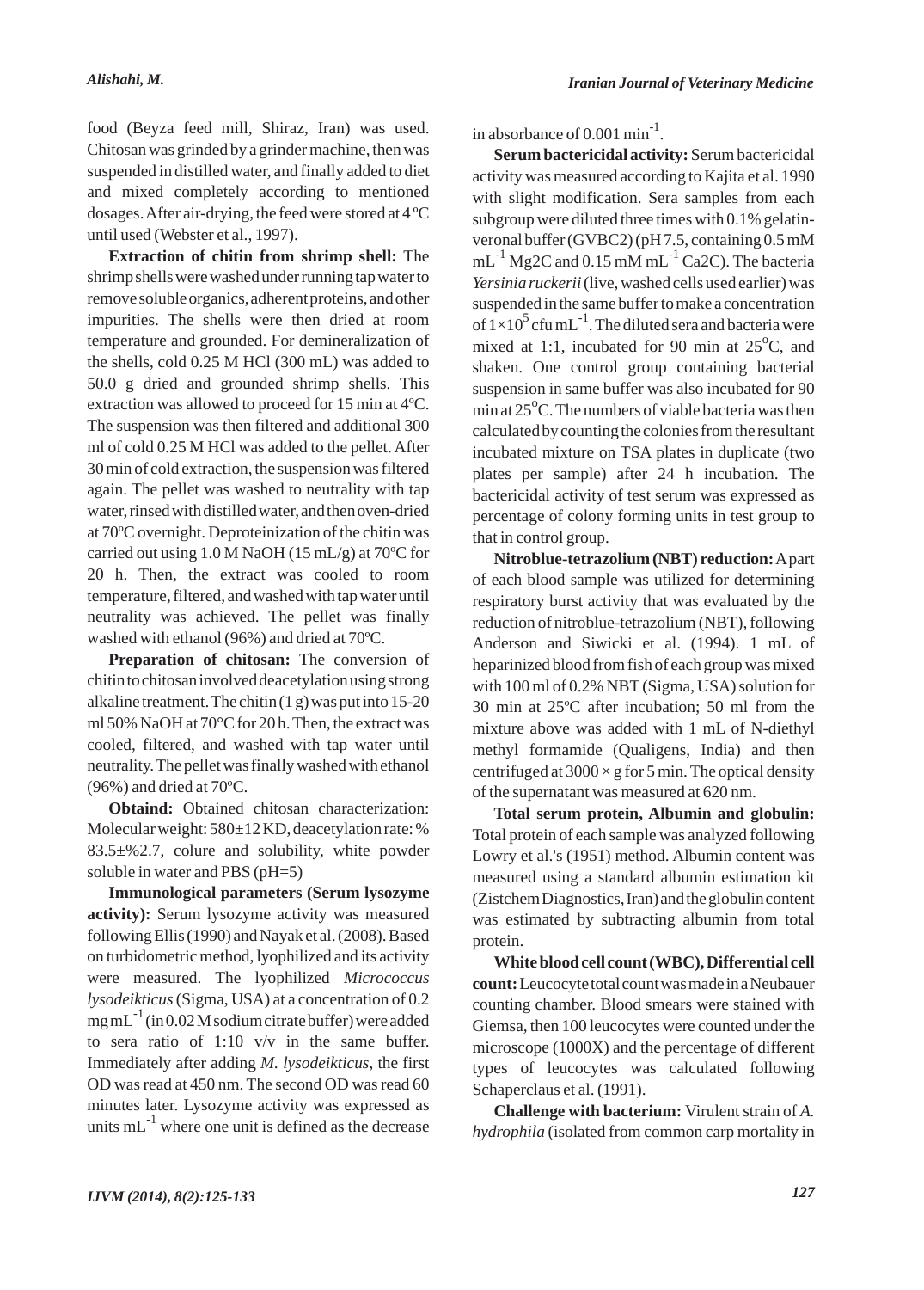food (Beyza feed mill, Shiraz, Iran) was used. Chitosan was grinded by a grinder machine, then was suspended in distilled water, and finally added to diet and mixed completely according to mentioned dosages. After air-drying, the feed were stored at 4 ºC until used (Webster et al., 1997).

**Extraction of chitin from shrimp shell:** The shrimp shells were washed under running tap water to remove soluble organics, adherent proteins, and other impurities. The shells were then dried at room temperature and grounded. For demineralization of the shells, cold 0.25 M HCl (300 mL) was added to 50.0 g dried and grounded shrimp shells. This extraction was allowed to proceed for 15 min at 4ºC. The suspension was then filtered and additional 300 ml of cold 0.25 M HCl was added to the pellet. After 30 min of cold extraction, the suspension was filtered again. The pellet was washed to neutrality with tap water, rinsed with distilled water, and then oven-dried at 70ºC overnight. Deproteinization of the chitin was carried out using 1.0 M NaOH (15 mL/g) at 70ºC for 20 h. Then, the extract was cooled to room temperature, filtered, and washed with tap water until neutrality was achieved. The pellet was finally washed with ethanol (96%) and dried at 70ºC.

**Preparation of chitosan:** The conversion of chitin to chitosan involved deacetylation using strong alkaline treatment. The chitin (1 g) was put into 15-20 ml 50% NaOH at 70°C for 20 h. Then, the extract was cooled, filtered, and washed with tap water until neutrality. The pellet was finally washed with ethanol (96%) and dried at 70ºC.

**Obtaind:** Obtained chitosan characterization: Molecular weight: 580±12 KD, deacetylation rate: % 83.5±%2.7, colure and solubility, white powder soluble in water and PBS (pH=5)

**Immunological parameters (Serum lysozyme activity):** Serum lysozyme activity was measured following Ellis (1990) and Nayak et al. (2008). Based on turbidometric method, lyophilized and its activity were measured. The lyophilized *Micrococcus lysodeikticus* (Sigma, USA) at a concentration of 0.2 mg $mL^{-1}$ (in 0.02 M sodium citrate buffer) were added to sera ratio of 1:10 v/v in the same buffer. Immediately after adding *M. lysodeikticus*, the first OD was read at 450 nm. The second OD was read 60 minutes later. Lysozyme activity was expressed as units $mL^{-1}$ where one unit is defined as the decrease in absorbance of 0.001 $min^{-1}$.

**Serum bactericidal activity:** Serum bactericidal activity was measured according to Kajita et al. 1990 with slight modification. Sera samples from each subgroup were diluted three times with 0.1% gelatin-veronal buffer (GVBC2) (pH 7.5, containing 0.5 mM $mL^{-1}$ Mg2C and 0.15 mM $mL^{-1}$ Ca2C). The bacteria *Yersinia ruckerii* (live, washed cells used earlier) was suspended in the same buffer to make a concentration of $1\times10^{5}$ cfu $mL^{-1}$. The diluted sera and bacteria were mixed at 1:1, incubated for 90 min at 25$^{o}$C, and shaken. One control group containing bacterial suspension in same buffer was also incubated for 90 min at 25$^{o}$C. The numbers of viable bacteria was then calculated by counting the colonies from the resultant incubated mixture on TSA plates in duplicate (two plates per sample) after 24 h incubation. The bactericidal activity of test serum was expressed as percentage of colony forming units in test group to that in control group.

**Nitroblue-tetrazolium (NBT) reduction:** A part of each blood sample was utilized for determining respiratory burst activity that was evaluated by the reduction of nitroblue-tetrazolium (NBT), following Anderson and Siwicki et al. (1994). 1 mL of heparinized blood from fish of each group was mixed with 100 ml of 0.2% NBT (Sigma, USA) solution for 30 min at 25ºC after incubation; 50 ml from the mixture above was added with 1 mL of N-diethyl methyl formamide (Qualigens, India) and then centrifuged at 3000 × g for 5 min. The optical density of the supernatant was measured at 620 nm.

**Total serum protein, Albumin and globulin:** Total protein of each sample was analyzed following Lowry et al.'s (1951) method. Albumin content was measured using a standard albumin estimation kit (Zistchem Diagnostics, Iran) and the globulin content was estimated by subtracting albumin from total protein.

**White blood cell count (WBC), Differential cell count:** Leucocyte total count was made in a Neubauer counting chamber. Blood smears were stained with Giemsa, then 100 leucocytes were counted under the microscope (1000X) and the percentage of different types of leucocytes was calculated following Schaperclaus et al. (1991).

**Challenge with bacterium:** Virulent strain of *A. hydrophila* (isolated from common carp mortality in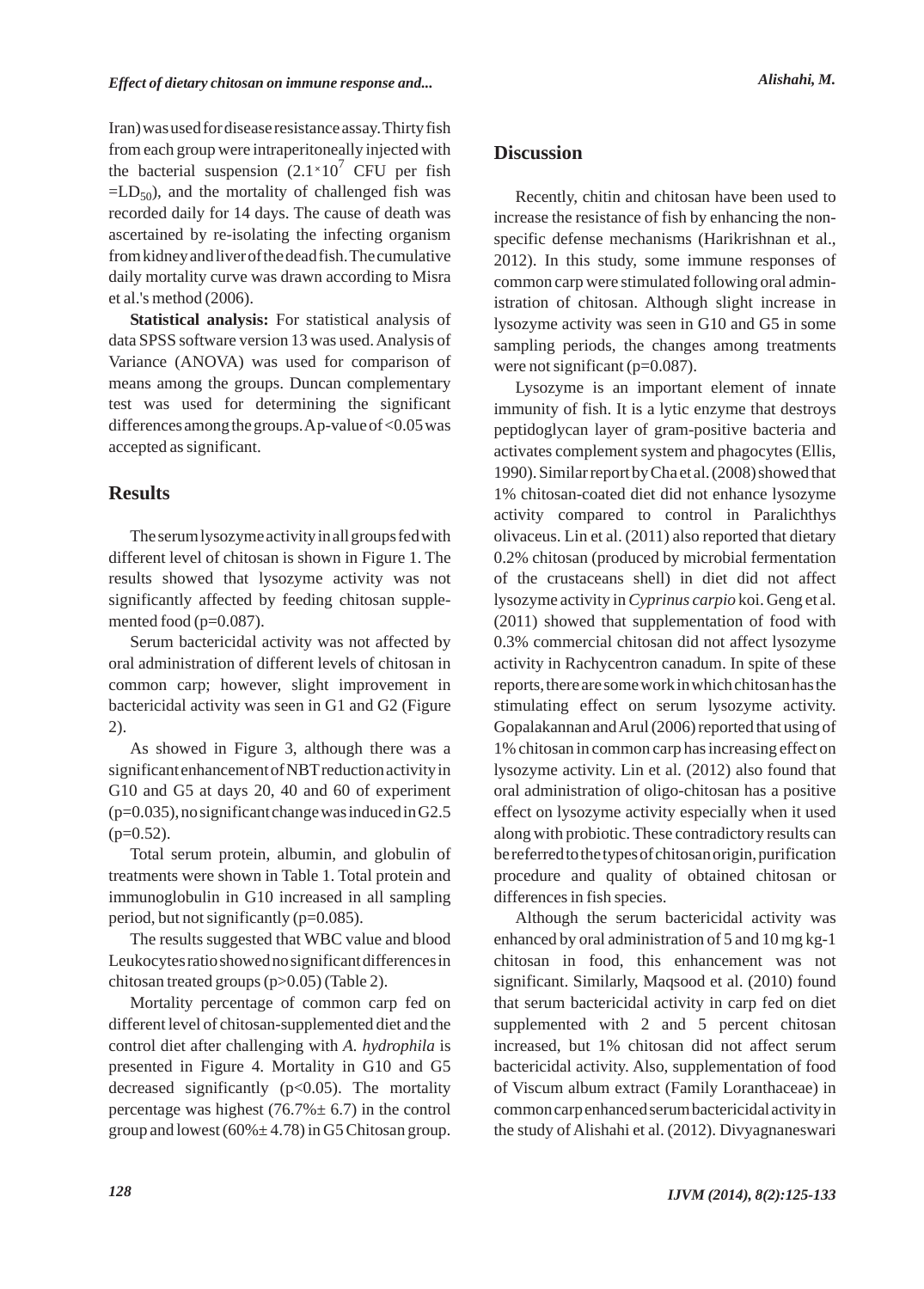Iran) was used for disease resistance assay. Thirty fish from each group were intraperitoneally injected with the bacterial suspension ($2.1 \times 10^7$ CFU per fish $= LD_{50}$), and the mortality of challenged fish was recorded daily for 14 days. The cause of death was ascertained by re-isolating the infecting organism from kidney and liver of the dead fish. The cumulative daily mortality curve was drawn according to Misra et al.'s method (2006).

**Statistical analysis:** For statistical analysis of data SPSS software version 13 was used. Analysis of Variance (ANOVA) was used for comparison of means among the groups. Duncan complementary test was used for determining the significant differences among the groups. A p-value of <0.05 was accepted as significant.

## Results

The serum lysozyme activity in all groups fed with different level of chitosan is shown in Figure 1. The results showed that lysozyme activity was not significantly affected by feeding chitosan supplemented food (p=0.087).

Serum bactericidal activity was not affected by oral administration of different levels of chitosan in common carp; however, slight improvement in bactericidal activity was seen in G1 and G2 (Figure 2).

As showed in Figure 3, although there was a significant enhancement of NBT reduction activity in G10 and G5 at days 20, 40 and 60 of experiment (p=0.035), no significant change was induced in G2.5 (p=0.52).

Total serum protein, albumin, and globulin of treatments were shown in Table 1. Total protein and immunoglobulin in G10 increased in all sampling period, but not significantly (p=0.085).

The results suggested that WBC value and blood Leukocytes ratio showed no significant differences in chitosan treated groups (p>0.05) (Table 2).

Mortality percentage of common carp fed on different level of chitosan-supplemented diet and the control diet after challenging with *A. hydrophila* is presented in Figure 4. Mortality in G10 and G5 decreased significantly (p<0.05). The mortality percentage was highest (76.7%± 6.7) in the control group and lowest (60%± 4.78) in G5 Chitosan group.

## Discussion

Recently, chitin and chitosan have been used to increase the resistance of fish by enhancing the non-specific defense mechanisms (Harikrishnan et al., 2012). In this study, some immune responses of common carp were stimulated following oral administration of chitosan. Although slight increase in lysozyme activity was seen in G10 and G5 in some sampling periods, the changes among treatments were not significant (p=0.087).

Lysozyme is an important element of innate immunity of fish. It is a lytic enzyme that destroys peptidoglycan layer of gram-positive bacteria and activates complement system and phagocytes (Ellis, 1990). Similar report by Cha et al. (2008) showed that 1% chitosan-coated diet did not enhance lysozyme activity compared to control in Paralichthys olivaceus. Lin et al. (2011) also reported that dietary 0.2% chitosan (produced by microbial fermentation of the crustaceans shell) in diet did not affect lysozyme activity in *Cyprinus carpio* koi. Geng et al. (2011) showed that supplementation of food with 0.3% commercial chitosan did not affect lysozyme activity in Rachycentron canadum. In spite of these reports, there are some work in which chitosan has the stimulating effect on serum lysozyme activity. Gopalakannan and Arul (2006) reported that using of 1% chitosan in common carp has increasing effect on lysozyme activity. Lin et al. (2012) also found that oral administration of oligo-chitosan has a positive effect on lysozyme activity especially when it used along with probiotic. These contradictory results can be referred to the types of chitosan origin, purification procedure and quality of obtained chitosan or differences in fish species.

Although the serum bactericidal activity was enhanced by oral administration of 5 and 10 mg kg-1 chitosan in food, this enhancement was not significant. Similarly, Maqsood et al. (2010) found that serum bactericidal activity in carp fed on diet supplemented with 2 and 5 percent chitosan increased, but 1% chitosan did not affect serum bactericidal activity. Also, supplementation of food of Viscum album extract (Family Loranthaceae) in common carp enhanced serum bactericidal activity in the study of Alishahi et al. (2012). Divyagnaneswari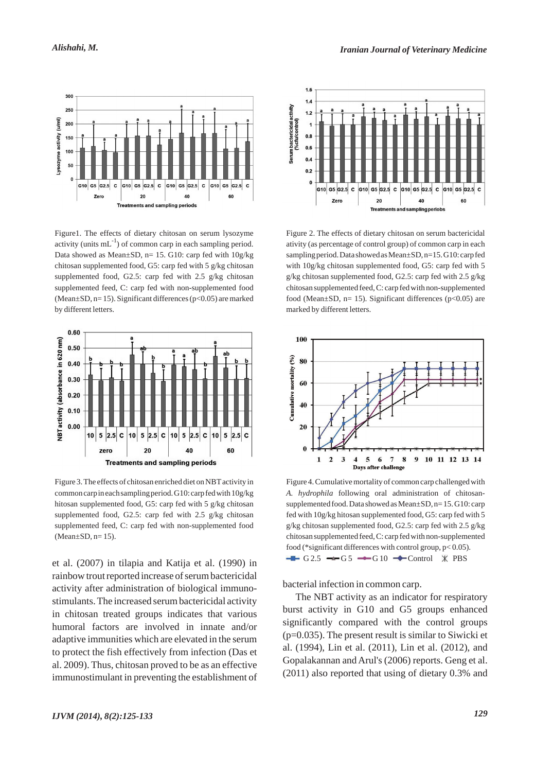Figure1. The effects of dietary chitosan on serum lysozyme activity (units $mL^{-1}$) of common carp in each sampling period. Data showed as Mean±SD, n= 15. G10: carp fed with 10g/kg chitosan supplemented food, G5: carp fed with 5 g/kg chitosan supplemented food, G2.5: carp fed with 2.5 g/kg chitosan supplemented feed, C: carp fed with non-supplemented food (Mean±SD, n= 15). Significant differences (p<0.05) are marked by different letters.

Figure 2. The effects of dietary chitosan on serum bactericidal ativity (as percentage of control group) of common carp in each sampling period. Data showed as Mean±SD, n=15. G10: carp fed with 10g/kg chitosan supplemented food, G5: carp fed with 5 g/kg chitosan supplemented feed, G2.5: carp fed with 2.5 g/kg chitosan supplemented feed, C: carp fed with non-supplemented food (Mean±SD, n= 15). Significant differences (p<0.05) are marked by different letters.

Figure 3. The effects of chitosan enriched diet on NBT activity in common carp in each sampling period. G10: carp fed with 10g/kg hitosan supplemented food, G5: carp fed with 5 g/kg chitosan supplemented food, G2.5: carp fed with 2.5 g/kg chitosan supplemented feed, C: carp fed with non-supplemented food (Mean±SD, n= 15).

Figure 4. Cumulative mortality of common carp challenged with *A. hydrophila* following oral administration of chitosan-supplemented food. Data showed as Mean±SD, n= 15. G10: carp fed with 10g/kg hitosan supplemented food, G5: carp fed with 5 g/kg chitosan supplemented food, G2.5: carp fed with 2.5 g/kg chitosan supplemented feed, C: carp fed with non-supplemented food (*significant differences with control group, p< 0.05).

et al. (2007) in tilapia and Katija et al. (1990) in rainbow trout reported increase of serum bactericidal activity after administration of biological immunostimulants. The increased serum bactericidal activity in chitosan treated groups indicates that various humoral factors are involved in innate and/or adaptive immunities which are elevated in the serum to protect the fish effectively from infection (Das et al. 2009). Thus, chitosan proved to be as an effective immunostimulant in preventing the establishment of bacterial infection in common carp.

The NBT activity as an indicator for respiratory burst activity in G10 and G5 groups enhanced significantly compared with the control groups (p=0.035). The present result is similar to Siwicki et al. (1994), Lin et al. (2011), Lin et al. (2012), and Gopalakannan and Arul's (2006) reports. Geng et al. (2011) also reported that using of dietary 0.3% and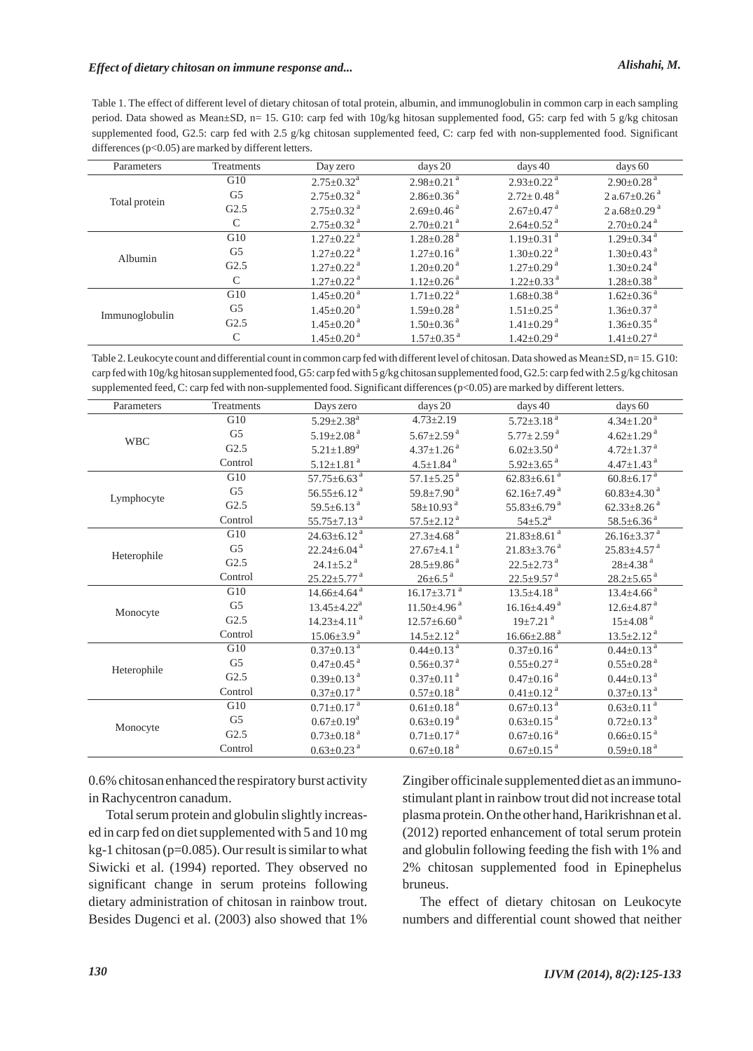Table 1. The effect of different level of dietary chitosan of total protein, albumin, and immunoglobulin in common carp in each sampling period. Data showed as Mean±SD, n= 15. G10: carp fed with 10g/kg hitosan supplemented food, G5: carp fed with 5 g/kg chitosan supplemented food, G2.5: carp fed with 2.5 g/kg chitosan supplemented feed, C: carp fed with non-supplemented food. Significant differences (p<0.05) are marked by different letters.

| Parameters | Treatments | Day zero | days 20 | days 40 | days 60 |
|---|---|---|---|---|---|
| Total protein | G10 | 2.75±0.32[a] | 2.98±0.21[a] | 2.93±0.22[a] | 2.90±0.28[a] |
| | G5 | 2.75±0.32[a] | 2.86±0.36[a] | 2.72± 0.48[a] | 2 a.67±0.26[a] |
| | G2.5 | 2.75±0.32[a] | 2.69±0.46[a] | 2.67±0.47[a] | 2 a.68±0.29[a] |
| | C | 2.75±0.32[a] | 2.70±0.21[a] | 2.64±0.52[a] | 2.70±0.24[a] |
| Albumin | G10 | 1.27±0.22[a] | 1.28±0.28[a] | 1.19±0.31[a] | 1.29±0.34[a] |
| | G5 | 1.27±0.22[a] | 1.27±0.16[a] | 1.30±0.22[a] | 1.30±0.43[a] |
| | G2.5 | 1.27±0.22[a] | 1.20±0.20[a] | 1.27±0.29[a] | 1.30±0.24[a] |
| | C | 1.27±0.22[a] | 1.12±0.26[a] | 1.22±0.33[a] | 1.28±0.38[a] |
| Immunoglobulin | G10 | 1.45±0.20[a] | 1.71±0.22[a] | 1.68±0.38[a] | 1.62±0.36[a] |
| | G5 | 1.45±0.20[a] | 1.59±0.28[a] | 1.51±0.25[a] | 1.36±0.37[a] |
| | G2.5 | 1.45±0.20[a] | 1.50±0.36[a] | 1.41±0.29[a] | 1.36±0.35[a] |
| | C | 1.45±0.20[a] | 1.57±0.35[a] | 1.42±0.29[a] | 1.41±0.27[a] |

Table 2. Leukocyte count and differential count in common carp fed with different level of chitosan. Data showed as Mean±SD, n= 15. G10: carp fed with 10g/kg hitosan supplemented food, G5: carp fed with 5 g/kg chitosan supplemented food, G2.5: carp fed with 2.5 g/kg chitosan supplemented feed, C: carp fed with non-supplemented food. Significant differences (p<0.05) are marked by different letters.

| Parameters | Treatments | Days zero | days 20 | days 40 | days 60 |
|---|---|---|---|---|---|
| WBC | G10 | 5.29±2.38[a] | 4.73±2.19 | 5.72±3.18[a] | 4.34±1.20[a] |
| | G5 | 5.19±2.08[a] | 5.67±2.59[a] | 5.77± 2.59[a] | 4.62±1.29[a] |
| | G2.5 | 5.21±1.89[a] | 4.37±1.26[a] | 6.02±3.50[a] | 4.72±1.37[a] |
| | Control | 5.12±1.81[a] | 4.5±1.84[a] | 5.92±3.65[a] | 4.47±1.43[a] |
| Lymphocyte | G10 | 57.75±6.63[a] | 57.1±5.25[a] | 62.83±6.61[a] | 60.8±6.17[a] |
| | G5 | 56.55±6.12[a] | 59.8±7.90[a] | 62.16±7.49[a] | 60.83±4.30[a] |
| | G2.5 | 59.5±6.13[a] | 58±10.93[a] | 55.83±6.79[a] | 62.33±8.26[a] |
| | Control | 55.75±7.13[a] | 57.5±2.12[a] | 54±5.2[a] | 58.5±6.36[a] |
| Heterophile | G10 | 24.63±6.12[a] | 27.3±4.68[a] | 21.83±8.61[a] | 26.16±3.37[a] |
| | G5 | 22.24±6.04[a] | 27.67±4.1[a] | 21.83±3.76[a] | 25.83±4.57[a] |
| | G2.5 | 24.1±5.2[a] | 28.5±9.86[a] | 22.5±2.73[a] | 28±4.38[a] |
| | Control | 25.22±5.77[a] | 26±6.5[a] | 22.5±9.57[a] | 28.2±5.65[a] |
| Monocyte | G10 | 14.66±4.64[a] | 16.17±3.71[a] | 13.5±4.18[a] | 13.4±4.66[a] |
| | G5 | 13.45±4.22[a] | 11.50±4.96[a] | 16.16±4.49[a] | 12.6±4.87[a] |
| | G2.5 | 14.23±4.11[a] | 12.57±6.60[a] | 19±7.21[a] | 15±4.08[a] |
| | Control | 15.06±3.9[a] | 14.5±2.12[a] | 16.66±2.88[a] | 13.5±2.12[a] |
| Heterophile | G10 | 0.37±0.13[a] | 0.44±0.13[a] | 0.37±0.16[a] | 0.44±0.13[a] |
| | G5 | 0.47±0.45[a] | 0.56±0.37[a] | 0.55±0.27[a] | 0.55±0.28[a] |
| | G2.5 | 0.39±0.13[a] | 0.37±0.11[a] | 0.47±0.16[a] | 0.44±0.13[a] |
| | Control | 0.37±0.17[a] | 0.57±0.18[a] | 0.41±0.12[a] | 0.37±0.13[a] |
| Monocyte | G10 | 0.71±0.17[a] | 0.61±0.18[a] | 0.67±0.13[a] | 0.63±0.11[a] |
| | G5 | 0.67±0.19[a] | 0.63±0.19[a] | 0.63±0.15[a] | 0.72±0.13[a] |
| | G2.5 | 0.73±0.18[a] | 0.71±0.17[a] | 0.67±0.16[a] | 0.66±0.15[a] |
| | Control | 0.63±0.23[a] | 0.67±0.18[a] | 0.67±0.15[a] | 0.59±0.18[a] |

0.6% chitosan enhanced the respiratory burst activity in Rachycentron canadum.

Total serum protein and globulin slightly increased in carp fed on diet supplemented with 5 and 10 mg kg-1 chitosan (p=0.085). Our result is similar to what Siwicki et al. (1994) reported. They observed no significant change in serum proteins following dietary administration of chitosan in rainbow trout. Besides Dugenci et al. (2003) also showed that 1% Zingiber officinale supplemented diet as an immunostimulant plant in rainbow trout did not increase total plasma protein. On the other hand, Harikrishnan et al. (2012) reported enhancement of total serum protein and globulin following feeding the fish with 1% and 2% chitosan supplemented food in Epinephelus bruneus.

The effect of dietary chitosan on Leukocyte numbers and differential count showed that neither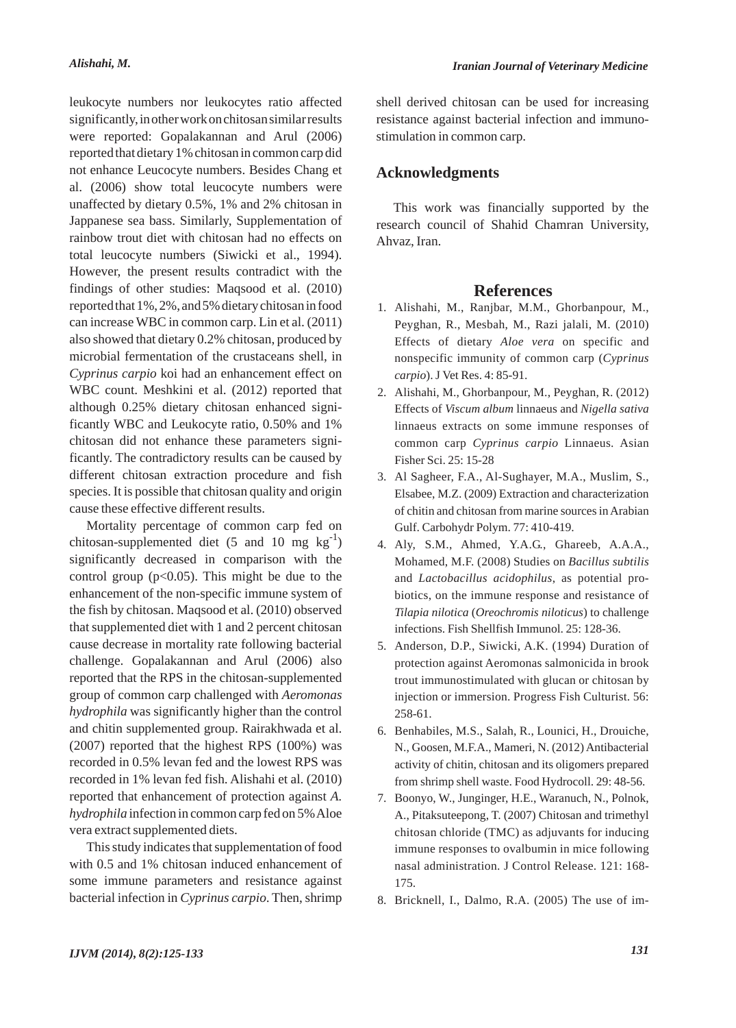leukocyte numbers nor leukocytes ratio affected significantly, in other work on chitosan similar results were reported: Gopalakannan and Arul (2006) reported that dietary 1% chitosan in common carp did not enhance Leucocyte numbers. Besides Chang et al. (2006) show total leucocyte numbers were unaffected by dietary 0.5%, 1% and 2% chitosan in Jappanese sea bass. Similarly, Supplementation of rainbow trout diet with chitosan had no effects on total leucocyte numbers (Siwicki et al., 1994). However, the present results contradict with the findings of other studies: Maqsood et al. (2010) reported that 1%, 2%, and 5% dietary chitosan in food can increase WBC in common carp. Lin et al. (2011) also showed that dietary 0.2% chitosan, produced by microbial fermentation of the crustaceans shell, in *Cyprinus carpio* koi had an enhancement effect on WBC count. Meshkini et al. (2012) reported that although 0.25% dietary chitosan enhanced significantly WBC and Leukocyte ratio, 0.50% and 1% chitosan did not enhance these parameters significantly. The contradictory results can be caused by different chitosan extraction procedure and fish species. It is possible that chitosan quality and origin cause these effective different results.

Mortality percentage of common carp fed on chitosan-supplemented diet (5 and 10 mg $kg^{-1}$) significantly decreased in comparison with the control group ($p<0.05$). This might be due to the enhancement of the non-specific immune system of the fish by chitosan. Maqsood et al. (2010) observed that supplemented diet with 1 and 2 percent chitosan cause decrease in mortality rate following bacterial challenge. Gopalakannan and Arul (2006) also reported that the RPS in the chitosan-supplemented group of common carp challenged with *Aeromonas hydrophila* was significantly higher than the control and chitin supplemented group. Rairakhwada et al. (2007) reported that the highest RPS (100%) was recorded in 0.5% levan fed and the lowest RPS was recorded in 1% levan fed fish. Alishahi et al. (2010) reported that enhancement of protection against *A. hydrophila* infection in common carp fed on 5% Aloe vera extract supplemented diets.

This study indicates that supplementation of food with 0.5 and 1% chitosan induced enhancement of some immune parameters and resistance against bacterial infection in *Cyprinus carpio*. Then, shrimp shell derived chitosan can be used for increasing resistance against bacterial infection and immunostimulation in common carp.

## Acknowledgments

This work was financially supported by the research council of Shahid Chamran University, Ahvaz, Iran.

## References

1. Alishahi, M., Ranjbar, M.M., Ghorbanpour, M., Peyghan, R., Mesbah, M., Razi jalali, M. (2010) Effects of dietary *Aloe vera* on specific and nonspecific immunity of common carp (*Cyprinus carpio*). J Vet Res. 4: 85-91.
2. Alishahi, M., Ghorbanpour, M., Peyghan, R. (2012) Effects of *Viscum album* linnaeus and *Nigella sativa* linnaeus extracts on some immune responses of common carp *Cyprinus carpio* Linnaeus. Asian Fisher Sci. 25: 15-28
3. Al Sagheer, F.A., Al-Sughayer, M.A., Muslim, S., Elsabee, M.Z. (2009) Extraction and characterization of chitin and chitosan from marine sources in Arabian Gulf. Carbohydr Polym. 77: 410-419.
4. Aly, S.M., Ahmed, Y.A.G., Ghareeb, A.A.A., Mohamed, M.F. (2008) Studies on *Bacillus subtilis* and *Lactobacillus acidophilus*, as potential probiotics, on the immune response and resistance of *Tilapia nilotica* (*Oreochromis niloticus*) to challenge infections. Fish Shellfish Immunol. 25: 128-36.
5. Anderson, D.P., Siwicki, A.K. (1994) Duration of protection against Aeromonas salmonicida in brook trout immunostimulated with glucan or chitosan by injection or immersion. Progress Fish Culturist. 56: 258-61.
6. Benhabiles, M.S., Salah, R., Lounici, H., Drouiche, N., Goosen, M.F.A., Mameri, N. (2012) Antibacterial activity of chitin, chitosan and its oligomers prepared from shrimp shell waste. Food Hydrocoll. 29: 48-56.
7. Boonyo, W., Junginger, H.E., Waranuch, N., Polnok, A., Pitaksuteepong, T. (2007) Chitosan and trimethyl chitosan chloride (TMC) as adjuvants for inducing immune responses to ovalbumin in mice following nasal administration. J Control Release. 121: 168-175.
8. Bricknell, I., Dalmo, R.A. (2005) The use of im-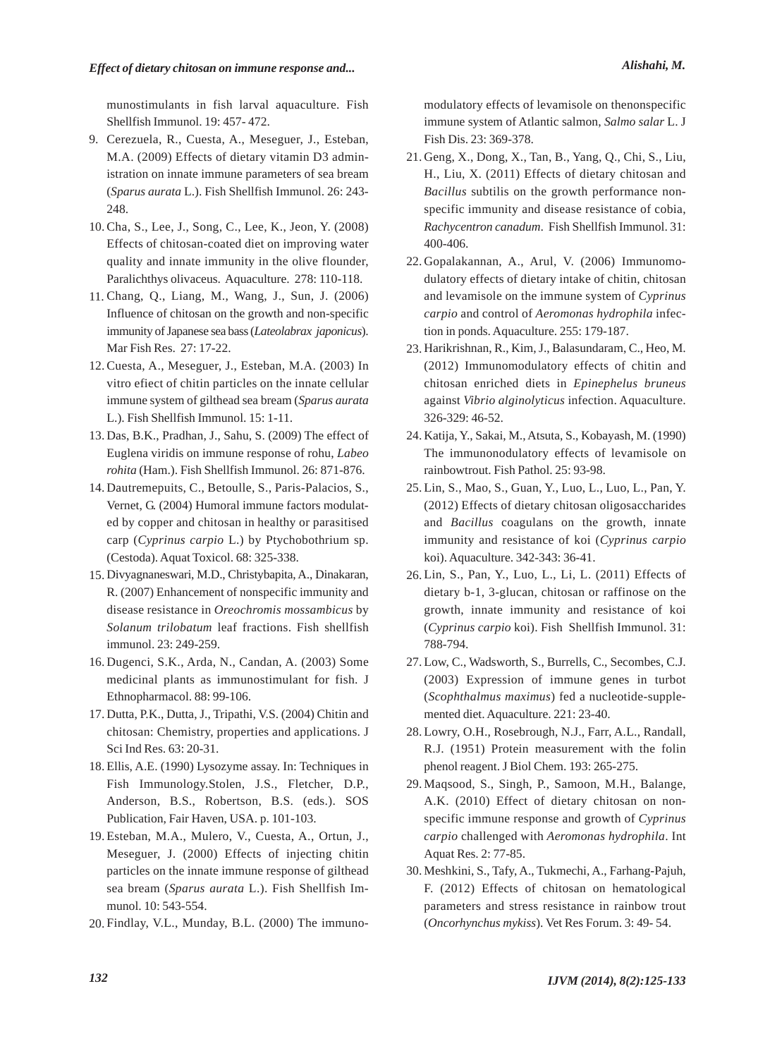munostimulants in fish larval aquaculture. Fish Shellfish Immunol. 19: 457- 472.

9. Cerezuela, R., Cuesta, A., Meseguer, J., Esteban, M.A. (2009) Effects of dietary vitamin D3 administration on innate immune parameters of sea bream (*Sparus aurata* L.). Fish Shellfish Immunol. 26: 243-248.
10. Cha, S., Lee, J., Song, C., Lee, K., Jeon, Y. (2008) Effects of chitosan-coated diet on improving water quality and innate immunity in the olive flounder, Paralichthys olivaceus. Aquaculture. 278: 110-118.
11. Chang, Q., Liang, M., Wang, J., Sun, J. (2006) Influence of chitosan on the growth and non-specific immunity of Japanese sea bass (*Lateolabrax japonicus*). Mar Fish Res. 27: 17-22.
12. Cuesta, A., Meseguer, J., Esteban, M.A. (2003) In vitro efiect of chitin particles on the innate cellular immune system of gilthead sea bream (*Sparus aurata* L.). Fish Shellfish Immunol. 15: 1-11.
13. Das, B.K., Pradhan, J., Sahu, S. (2009) The effect of Euglena viridis on immune response of rohu, *Labeo rohita* (Ham.). Fish Shellfish Immunol. 26: 871-876.
14. Dautremepuits, C., Betoulle, S., Paris-Palacios, S., Vernet, G. (2004) Humoral immune factors modulated by copper and chitosan in healthy or parasitised carp (*Cyprinus carpio* L.) by Ptychobothrium sp. (Cestoda). Aquat Toxicol. 68: 325-338.
15. Divyagnaneswari, M.D., Christybapita, A., Dinakaran, R. (2007) Enhancement of nonspecific immunity and disease resistance in *Oreochromis mossambicus* by *Solanum trilobatum* leaf fractions. Fish shellfish immunol. 23: 249-259.
16. Dugenci, S.K., Arda, N., Candan, A. (2003) Some medicinal plants as immunostimulant for fish. J Ethnopharmacol. 88: 99-106.
17. Dutta, P.K., Dutta, J., Tripathi, V.S. (2004) Chitin and chitosan: Chemistry, properties and applications. J Sci Ind Res. 63: 20-31.
18. Ellis, A.E. (1990) Lysozyme assay. In: Techniques in Fish Immunology.Stolen, J.S., Fletcher, D.P., Anderson, B.S., Robertson, B.S. (eds.). SOS Publication, Fair Haven, USA. p. 101-103.
19. Esteban, M.A., Mulero, V., Cuesta, A., Ortun, J., Meseguer, J. (2000) Effects of injecting chitin particles on the innate immune response of gilthead sea bream (*Sparus aurata* L.). Fish Shellfish Immunol. 10: 543-554.
20. Findlay, V.L., Munday, B.L. (2000) The immunomodulatory effects of levamisole on thenonspecific immune system of Atlantic salmon, *Salmo salar* L. J Fish Dis. 23: 369-378.
21. Geng, X., Dong, X., Tan, B., Yang, Q., Chi, S., Liu, H., Liu, X. (2011) Effects of dietary chitosan and *Bacillus* subtilis on the growth performance nonspecific immunity and disease resistance of cobia, *Rachycentron canadum*. Fish Shellfish Immunol. 31: 400-406.
22. Gopalakannan, A., Arul, V. (2006) Immunomodulatory effects of dietary intake of chitin, chitosan and levamisole on the immune system of *Cyprinus carpio* and control of *Aeromonas hydrophila* infection in ponds. Aquaculture. 255: 179-187.
23. Harikrishnan, R., Kim, J., Balasundaram, C., Heo, M. (2012) Immunomodulatory effects of chitin and chitosan enriched diets in *Epinephelus bruneus* against *Vibrio alginolyticus* infection. Aquaculture. 326-329: 46-52.
24. Katija, Y., Sakai, M., Atsuta, S., Kobayash, M. (1990) The immunonodulatory effects of levamisole on rainbowtrout. Fish Pathol. 25: 93-98.
25. Lin, S., Mao, S., Guan, Y., Luo, L., Luo, L., Pan, Y. (2012) Effects of dietary chitosan oligosaccharides and *Bacillus* coagulans on the growth, innate immunity and resistance of koi (*Cyprinus carpio* koi). Aquaculture. 342-343: 36-41.
26. Lin, S., Pan, Y., Luo, L., Li, L. (2011) Effects of dietary b-1, 3-glucan, chitosan or raffinose on the growth, innate immunity and resistance of koi (*Cyprinus carpio* koi). Fish Shellfish Immunol. 31: 788-794.
27. Low, C., Wadsworth, S., Burrells, C., Secombes, C.J. (2003) Expression of immune genes in turbot (*Scophthalmus maximus*) fed a nucleotide-supplemented diet. Aquaculture. 221: 23-40.
28. Lowry, O.H., Rosebrough, N.J., Farr, A.L., Randall, R.J. (1951) Protein measurement with the folin phenol reagent. J Biol Chem. 193: 265-275.
29. Maqsood, S., Singh, P., Samoon, M.H., Balange, A.K. (2010) Effect of dietary chitosan on nonspecific immune response and growth of *Cyprinus carpio* challenged with *Aeromonas hydrophila*. Int Aquat Res. 2: 77-85.
30. Meshkini, S., Tafy, A., Tukmechi, A., Farhang-Pajuh, F. (2012) Effects of chitosan on hematological parameters and stress resistance in rainbow trout (*Oncorhynchus mykiss*). Vet Res Forum. 3: 49- 54.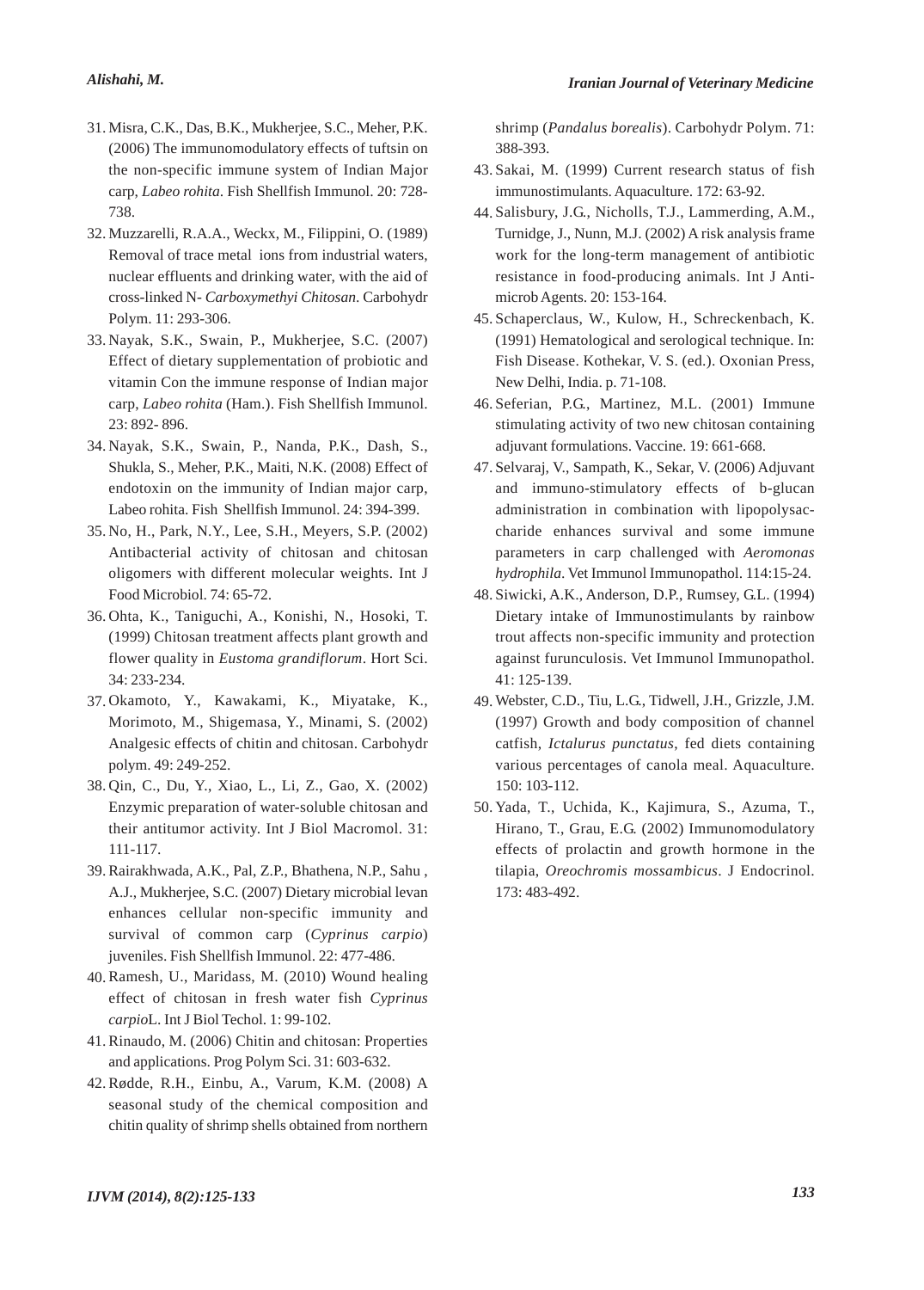31. Misra, C.K., Das, B.K., Mukherjee, S.C., Meher, P.K. (2006) The immunomodulatory effects of tuftsin on the non-specific immune system of Indian Major carp, *Labeo rohita*. Fish Shellfish Immunol. 20: 728-738.
32. Muzzarelli, R.A.A., Weckx, M., Filippini, O. (1989) Removal of trace metal ions from industrial waters, nuclear effluents and drinking water, with the aid of cross-linked N- *Carboxymethyi Chitosan*. Carbohydr Polym. 11: 293-306.
33. Nayak, S.K., Swain, P., Mukherjee, S.C. (2007) Effect of dietary supplementation of probiotic and vitamin Con the immune response of Indian major carp, *Labeo rohita* (Ham.). Fish Shellfish Immunol. 23: 892- 896.
34. Nayak, S.K., Swain, P., Nanda, P.K., Dash, S., Shukla, S., Meher, P.K., Maiti, N.K. (2008) Effect of endotoxin on the immunity of Indian major carp, Labeo rohita. Fish Shellfish Immunol. 24: 394-399.
35. No, H., Park, N.Y., Lee, S.H., Meyers, S.P. (2002) Antibacterial activity of chitosan and chitosan oligomers with different molecular weights. Int J Food Microbiol. 74: 65-72.
36. Ohta, K., Taniguchi, A., Konishi, N., Hosoki, T. (1999) Chitosan treatment affects plant growth and flower quality in *Eustoma grandiflorum*. Hort Sci. 34: 233-234.
37. Okamoto, Y., Kawakami, K., Miyatake, K., Morimoto, M., Shigemasa, Y., Minami, S. (2002) Analgesic effects of chitin and chitosan. Carbohydr polym. 49: 249-252.
38. Qin, C., Du, Y., Xiao, L., Li, Z., Gao, X. (2002) Enzymic preparation of water-soluble chitosan and their antitumor activity. Int J Biol Macromol. 31: 111-117.
39. Rairakhwada, A.K., Pal, Z.P., Bhathena, N.P., Sahu , A.J., Mukherjee, S.C. (2007) Dietary microbial levan enhances cellular non-specific immunity and survival of common carp (*Cyprinus carpio*) juveniles. Fish Shellfish Immunol. 22: 477-486.
40. Ramesh, U., Maridass, M. (2010) Wound healing effect of chitosan in fresh water fish *Cyprinus carpio*L. Int J Biol Techol. 1: 99-102.
41. Rinaudo, M. (2006) Chitin and chitosan: Properties and applications. Prog Polym Sci. 31: 603-632.
42. Rødde, R.H., Einbu, A., Varum, K.M. (2008) A seasonal study of the chemical composition and chitin quality of shrimp shells obtained from northern shrimp (*Pandalus borealis*). Carbohydr Polym. 71: 388-393.
43. Sakai, M. (1999) Current research status of fish immunostimulants. Aquaculture. 172: 63-92.
44. Salisbury, J.G., Nicholls, T.J., Lammerding, A.M., Turnidge, J., Nunn, M.J. (2002) A risk analysis frame work for the long-term management of antibiotic resistance in food-producing animals. Int J Antimicrob Agents. 20: 153-164.
45. Schaperclaus, W., Kulow, H., Schreckenbach, K. (1991) Hematological and serological technique. In: Fish Disease. Kothekar, V. S. (ed.). Oxonian Press, New Delhi, India. p. 71-108.
46. Seferian, P.G., Martinez, M.L. (2001) Immune stimulating activity of two new chitosan containing adjuvant formulations. Vaccine. 19: 661-668.
47. Selvaraj, V., Sampath, K., Sekar, V. (2006) Adjuvant and immuno-stimulatory effects of b-glucan administration in combination with lipopolysaccharide enhances survival and some immune parameters in carp challenged with *Aeromonas hydrophila*. Vet Immunol Immunopathol. 114:15-24.
48. Siwicki, A.K., Anderson, D.P., Rumsey, G.L. (1994) Dietary intake of Immunostimulants by rainbow trout affects non-specific immunity and protection against furunculosis. Vet Immunol Immunopathol. 41: 125-139.
49. Webster, C.D., Tiu, L.G., Tidwell, J.H., Grizzle, J.M. (1997) Growth and body composition of channel catfish, *Ictalurus punctatus*, fed diets containing various percentages of canola meal. Aquaculture. 150: 103-112.
50. Yada, T., Uchida, K., Kajimura, S., Azuma, T., Hirano, T., Grau, E.G. (2002) Immunomodulatory effects of prolactin and growth hormone in the tilapia, *Oreochromis mossambicus*. J Endocrinol. 173: 483-492.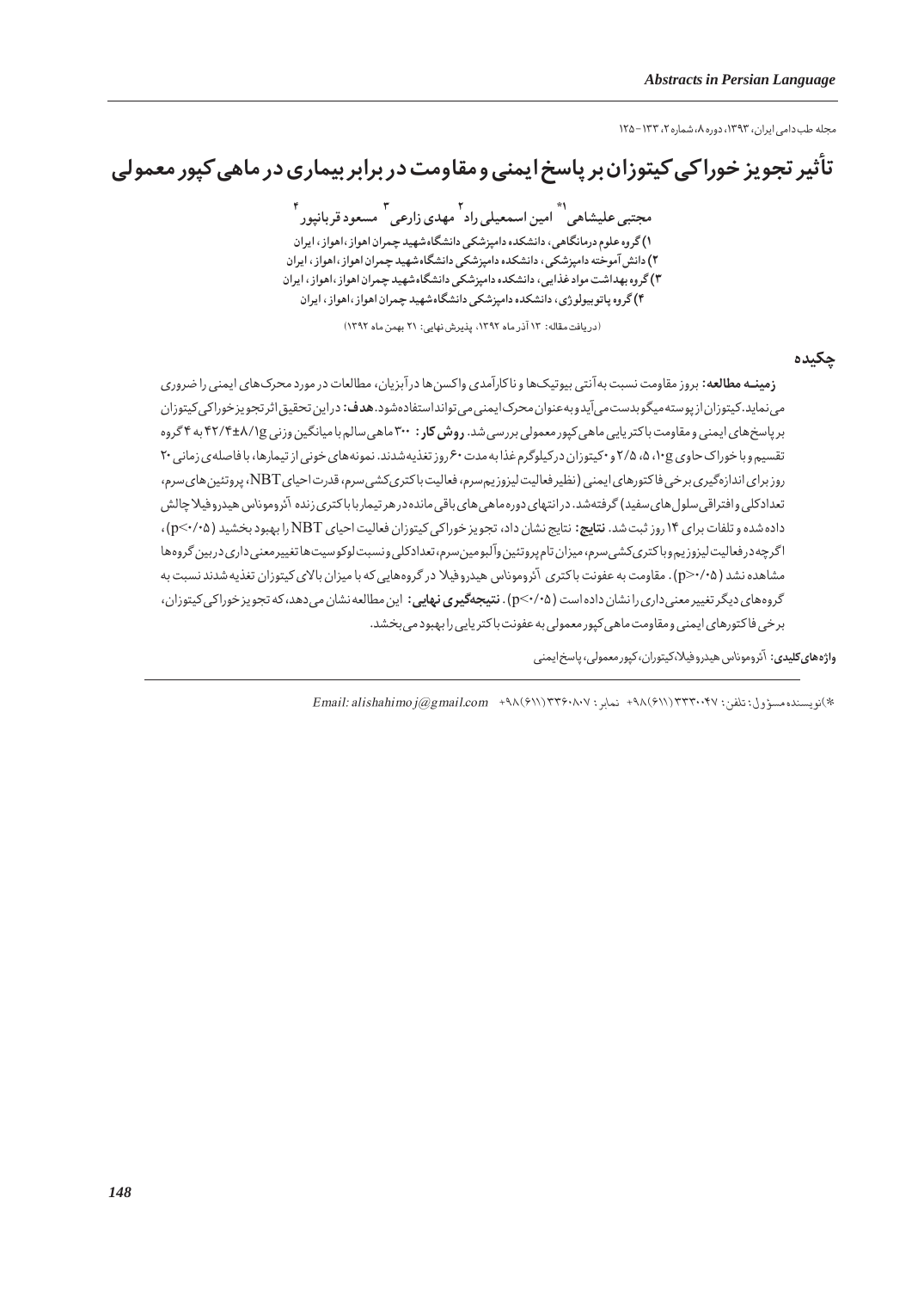مجله طب دامی ایران، ۱۳۹۳، دوره ۸، شماره ۲، ۱۳۳-۱۲۵

# تأثیر تجویز خوراکی کیتوزان بر پاسخ ایمنی و مقاومت در برابر بیماری در ماهی کپور معمولی

مجتبی علیشاهی[۱*] امین اسمعیلی راد[۲] مهدی زارعی[۳] مسعود قربانپور[۴]

۱) گروه علوم درمانگاهی، دانشکده دامپزشکی دانشگاه شهید چمران اهواز، اهواز، ایران
۲) دانش آموخته دامپزشکی، دانشکده دامپزشکی دانشگاه شهید چمران اهواز، اهواز، ایران
۳) گروه بهداشت مواد غذایی، دانشکده دامپزشکی دانشگاه شهید چمران اهواز، اهواز، ایران
۴) گروه پاتوبیولوژی، دانشکده دامپزشکی دانشگاه شهید چمران اهواز، اهواز، ایران

(دریافت مقاله: ۱۳ آذر ماه ۱۳۹۲، پذیرش نهایی: ۲۱ بهمن ماه ۱۳۹۲)

## چکیده

**زمینــه مطالعه:** بروز مقاومت نسبت به آنتی بیوتیک‌ها و ناکارآمدی واکسن‌ها در آبزیان، مطالعات در مورد محرک‌های ایمنی را ضروری می‌نماید. کیتوزان از پوسته میگو بدست می‌آید و به‌عنوان محرک ایمنی می‌تواند استفاده شود. **هدف:** در این تحقیق اثر تجویز خوراکی کیتوزان بر پاسخ‌های ایمنی و مقاومت باکتریایی ماهی کپور معمولی بررسی شد. **روش کار:** ۳۰۰ ماهی سالم با میانگین وزنی ۴۲/۴±۸/۱g به ۴ گروه تقسیم و با خوراک حاوی ۱۰g، ۵، ۲/۵ و ۰ کیتوزان در کیلوگرم غذا به مدت ۶۰ روز تغذیه شدند. نمونه‌های خونی از تیمارها، با فاصله‌ی زمانی ۲۰ روز برای اندازه‌گیری برخی فاکتورهای ایمنی (نظیر فعالیت لیزوزیم سرم، فعالیت باکتری‌کشی سرم، قدرت احیای NBT، پروتئین‌های سرم، تعداد کلی و افتراقی سلول‌های سفید) گرفته شد. در انتهای دوره ماهی‌های باقی مانده در هر تیمار با باکتری زنده آئروموناس هیدروفیلا چالش داده شده و تلفات برای ۱۴ روز ثبت شد. **نتایج:** نتایج نشان داد، تجویز خوراکی کیتوزان فعالیت احیای NBT را بهبود بخشید ($p<0/05$)، اگرچه در فعالیت لیزوزیم و باکتری‌کشی سرم، میزان تام پروتئین و آلبومین سرم، تعداد کلی و نسبت لوکوسیت‌ها تغییر معنی‌داری در بین گروه‌ها مشاهده نشد ($p>0/05$). مقاومت به عفونت باکتری آئروموناس هیدروفیلا در گروه‌هایی که با میزان بالای کیتوزان تغذیه شدند نسبت به گروه‌های دیگر تغییر معنی‌داری را نشان داده است ($p<0/05$). **نتیجه‌گیری نهایی:** این مطالعه نشان می‌دهد، که تجویز خوراکی کیتوزان، برخی فاکتورهای ایمنی و مقاومت ماهی کپور معمولی به عفونت باکتریایی را بهبود می‌بخشد.

**واژه‌های کلیدی:** آئروموناس هیدروفیلا، کیتوزان، کپور معمولی، پاسخ ایمنی

*) نویسنده مسؤول: تلفن: ۳۳۳۰۰۴۷ (۶۱۱) ۹۸+ نمابر: ۳۳۶۰۸۰۷ (۶۱۱) ۹۸+ Email: alishahimoj@gmail.com